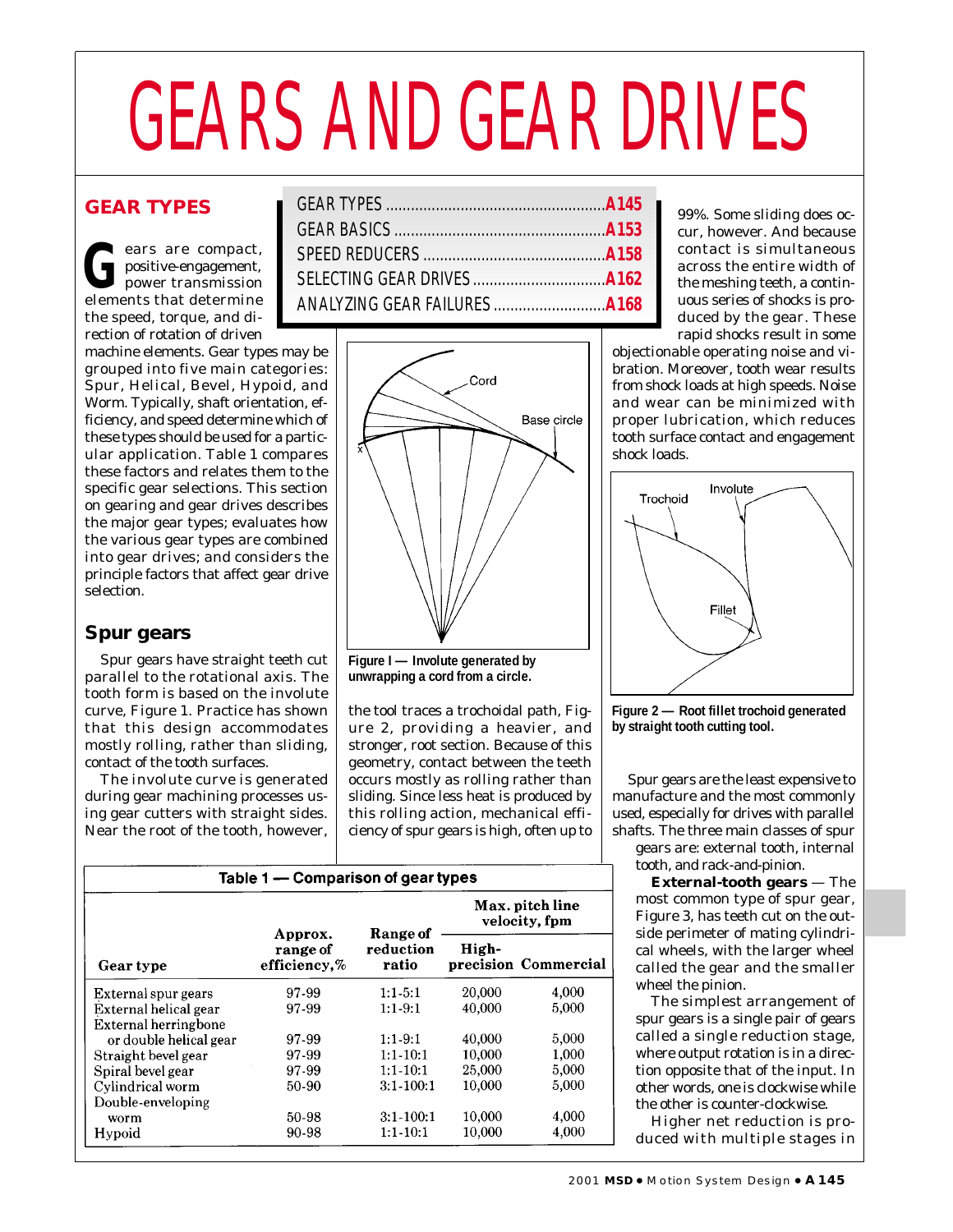# GEARS AND GEAR DRIVES

| | |
|---|---|
| GEAR TYPES | A145 |
| GEAR BASICS | A153 |
| SPEED REDUCERS | A158 |
| SELECTING GEAR DRIVES | A162 |
| ANALYZING GEAR FAILURES | A168 |

## GEAR TYPES

Gears are compact, positive-engagement, power transmission elements that determine the speed, torque, and direction of rotation of driven machine elements. Gear types may be grouped into five main categories: Spur, Helical, Bevel, Hypoid, and Worm. Typically, shaft orientation, efficiency, and speed determine which of these types should be used for a particular application. Table 1 compares these factors and relates them to the specific gear selections. This section on gearing and gear drives describes the major gear types; evaluates how the various gear types are combined into gear drives; and considers the principle factors that affect gear drive selection.

### Spur gears

Spur gears have straight teeth cut parallel to the rotational axis. The tooth form is based on the involute curve, Figure 1. Practice has shown that this design accommodates mostly rolling, rather than sliding, contact of the tooth surfaces.

The involute curve is generated during gear machining processes using gear cutters with straight sides. Near the root of the tooth, however, the tool traces a trochoidal path, Figure 2, providing a heavier, and stronger, root section. Because of this geometry, contact between the teeth occurs mostly as rolling rather than sliding. Since less heat is produced by this rolling action, mechanical efficiency of spur gears is high, often up to 99%. Some sliding does occur, however. And because contact is simultaneous across the entire width of the meshing teeth, a continuous series of shocks is produced by the gear. These rapid shocks result in some objectionable operating noise and vibration. Moreover, tooth wear results from shock loads at high speeds. Noise and wear can be minimized with proper lubrication, which reduces tooth surface contact and engagement shock loads.

**Figure I — Involute generated by unwrapping a cord from a circle.**

**Figure 2 — Root fillet trochoid generated by straight tooth cutting tool.**

Spur gears are the least expensive to manufacture and the most commonly used, especially for drives with parallel shafts. The three main classes of spur gears are: external tooth, internal tooth, and rack-and-pinion.

**External-tooth gears** — The most common type of spur gear, Figure 3, has teeth cut on the outside perimeter of mating cylindrical wheels, with the larger wheel called the gear and the smaller wheel the pinion.

The simplest arrangement of spur gears is a single pair of gears called a single reduction stage, where output rotation is in a direction opposite that of the input. In other words, one is clockwise while the other is counter-clockwise.

Higher net reduction is produced with multiple stages in

**Table 1 — Comparison of gear types**

| Gear type | Approx. range of efficiency,% | Range of reduction ratio | Max. pitch line velocity, fpm: High-precision | Max. pitch line velocity, fpm: Commercial |
|---|---|---|---|---|
| External spur gears | 97-99 | 1:1-5:1 | 20,000 | 4,000 |
| External helical gear | 97-99 | 1:1-9:1 | 40,000 | 5,000 |
| External herringbone or double helical gear | 97-99 | 1:1-9:1 | 40,000 | 5,000 |
| Straight bevel gear | 97-99 | 1:1-10:1 | 10,000 | 1,000 |
| Spiral bevel gear | 97-99 | 1:1-10:1 | 25,000 | 5,000 |
| Cylindrical worm | 50-90 | 3:1-100:1 | 10,000 | 5,000 |
| Double-enveloping worm | 50-98 | 3:1-100:1 | 10,000 | 4,000 |
| Hypoid | 90-98 | 1:1-10:1 | 10,000 | 4,000 |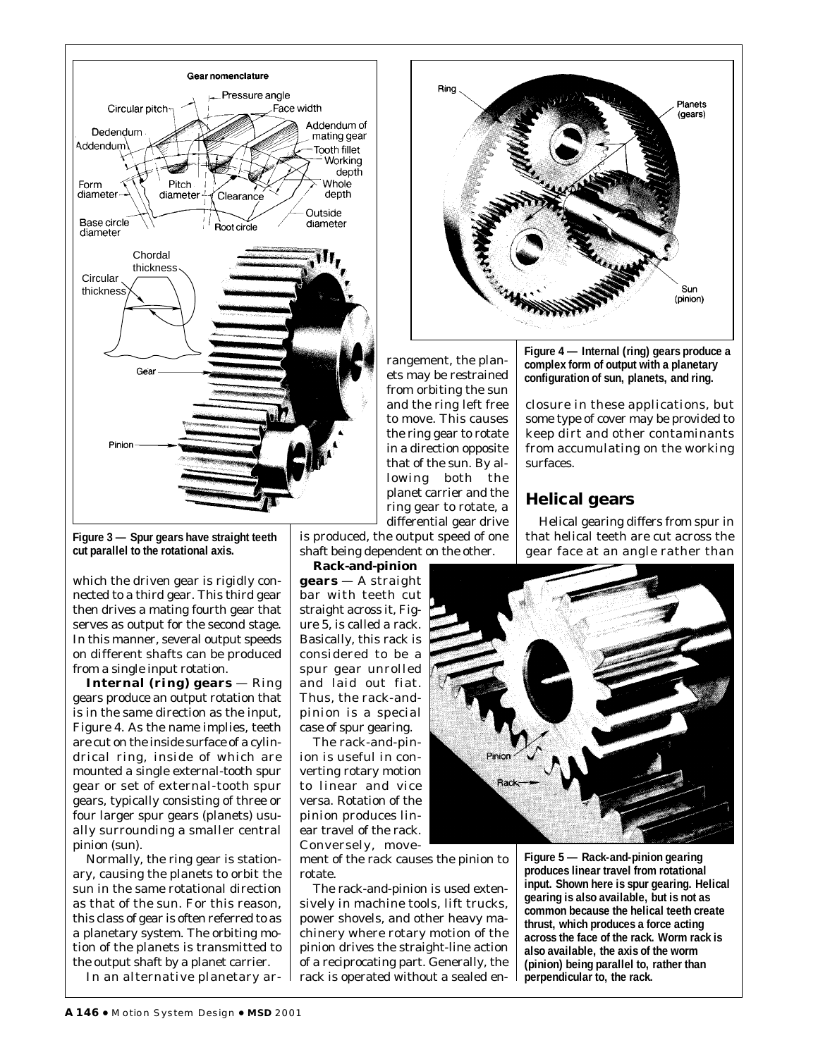Figure 3 — Spur gears have straight teeth cut parallel to the rotational axis.

which the driven gear is rigidly connected to a third gear. This third gear then drives a mating fourth gear that serves as output for the second stage. In this manner, several output speeds on different shafts can be produced from a single input rotation.

**Internal (ring) gears** — Ring gears produce an output rotation that is in the same direction as the input, Figure 4. As the name implies, teeth are cut on the inside surface of a cylindrical ring, inside of which are mounted a single external-tooth spur gear or set of external-tooth spur gears, typically consisting of three or four larger spur gears (planets) usually surrounding a smaller central pinion (sun).

Normally, the ring gear is stationary, causing the planets to orbit the sun in the same rotational direction as that of the sun. For this reason, this class of gear is often referred to as a planetary system. The orbiting motion of the planets is transmitted to the output shaft by a planet carrier.

In an alternative planetary arrangement, the planets may be restrained from orbiting the sun and the ring left free to move. This causes the ring gear to rotate in a direction opposite that of the sun. By allowing both the planet carrier and the ring gear to rotate, a differential gear drive is produced, the output speed of one shaft being dependent on the other.

Figure 4 — Internal (ring) gears produce a complex form of output with a planetary configuration of sun, planets, and ring.

**Rack-and-pinion gears** — A straight bar with teeth cut straight across it, Figure 5, is called a rack. Basically, this rack is considered to be a spur gear unrolled and laid out flat. Thus, the rack-and-pinion is a special case of spur gearing.

The rack-and-pinion is useful in converting rotary motion to linear and vice versa. Rotation of the pinion produces linear travel of the rack. Conversely, movement of the rack causes the pinion to rotate.

The rack-and-pinion is used extensively in machine tools, lift trucks, power shovels, and other heavy machinery where rotary motion of the pinion drives the straight-line action of a reciprocating part. Generally, the rack is operated without a sealed enclosure in these applications, but some type of cover may be provided to keep dirt and other contaminants from accumulating on the working surfaces.

Figure 5 — Rack-and-pinion gearing produces linear travel from rotational input. Shown here is spur gearing. Helical gearing is also available, but is not as common because the helical teeth create thrust, which produces a force acting across the face of the rack. Worm rack is also available, the axis of the worm (pinion) being parallel to, rather than perpendicular to, the rack.

## Helical gears

Helical gearing differs from spur in that helical teeth are cut across the gear face at an angle rather than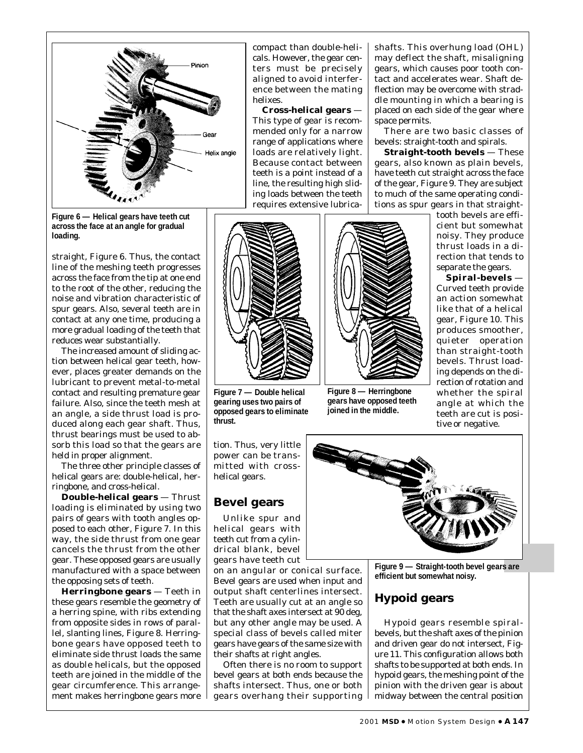Figure 6 — Helical gears have teeth cut across the face at an angle for gradual loading.

straight, Figure 6. Thus, the contact line of the meshing teeth progresses across the face from the tip at one end to the root of the other, reducing the noise and vibration characteristic of spur gears. Also, several teeth are in contact at any one time, producing a more gradual loading of the teeth that reduces wear substantially.

The increased amount of sliding action between helical gear teeth, however, places greater demands on the lubricant to prevent metal-to-metal contact and resulting premature gear failure. Also, since the teeth mesh at an angle, a side thrust load is produced along each gear shaft. Thus, thrust bearings must be used to absorb this load so that the gears are held in proper alignment.

The three other principle classes of helical gears are: double-helical, herringbone, and cross-helical.

**Double-helical gears** — Thrust loading is eliminated by using two pairs of gears with tooth angles opposed to each other, Figure 7. In this way, the side thrust from one gear cancels the thrust from the other gear. These opposed gears are usually manufactured with a space between the opposing sets of teeth.

**Herringbone gears** — Teeth in these gears resemble the geometry of a herring spine, with ribs extending from opposite sides in rows of parallel, slanting lines, Figure 8. Herringbone gears have opposed teeth to eliminate side thrust loads the same as double helicals, but the opposed teeth are joined in the middle of the gear circumference. This arrangement makes herringbone gears more compact than double-helicals. However, the gear centers must be precisely aligned to avoid interference between the mating helixes.

**Cross-helical gears** — This type of gear is recommended only for a narrow range of applications where loads are relatively light. Because contact between teeth is a point instead of a line, the resulting high sliding loads between the teeth requires extensive lubrication. Thus, very little power can be transmitted with cross-helical gears.

Figure 7 — Double helical gearing uses two pairs of opposed gears to eliminate thrust.

Figure 8 — Herringbone gears have opposed teeth joined in the middle.

## Bevel gears

Unlike spur and helical gears with teeth cut from a cylindrical blank, bevel gears have teeth cut on an angular or conical surface. Bevel gears are used when input and output shaft centerlines intersect. Teeth are usually cut at an angle so that the shaft axes intersect at 90 deg, but any other angle may be used. A special class of bevels called miter gears have gears of the same size with their shafts at right angles.

Often there is no room to support bevel gears at both ends because the shafts intersect. Thus, one or both gears overhang their supporting shafts. This overhung load (OHL) may deflect the shaft, misaligning gears, which causes poor tooth contact and accelerates wear. Shaft deflection may be overcome with straddle mounting in which a bearing is placed on each side of the gear where space permits.

There are two basic classes of bevels: straight-tooth and spirals.

**Straight-tooth bevels** — These gears, also known as plain bevels, have teeth cut straight across the face of the gear, Figure 9. They are subject to much of the same operating conditions as spur gears in that straight-tooth bevels are efficient but somewhat noisy. They produce thrust loads in a direction that tends to separate the gears.

**Spiral-bevels** — Curved teeth provide an action somewhat like that of a helical gear, Figure 10. This produces smoother, quieter operation than straight-tooth bevels. Thrust loading depends on the direction of rotation and whether the spiral angle at which the teeth are cut is positive or negative.

Figure 9 — Straight-tooth bevel gears are efficient but somewhat noisy.

## Hypoid gears

Hypoid gears resemble spiral-bevels, but the shaft axes of the pinion and driven gear do not intersect, Figure 11. This configuration allows both shafts to be supported at both ends. In hypoid gears, the meshing point of the pinion with the driven gear is about midway between the central position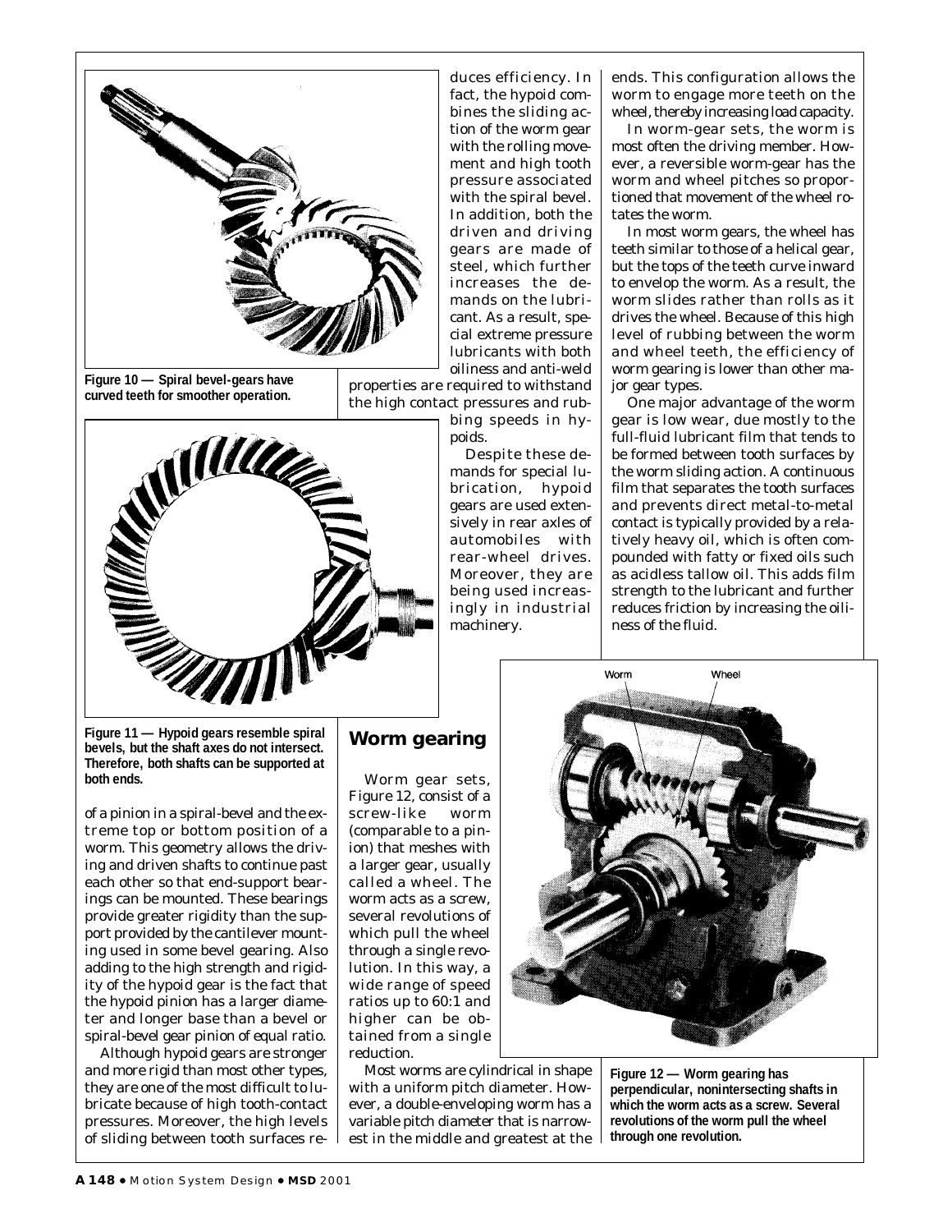Figure 10 — Spiral bevel-gears have curved teeth for smoother operation.

Figure 11 — Hypoid gears resemble spiral bevels, but the shaft axes do not intersect. Therefore, both shafts can be supported at both ends.

of a pinion in a spiral-bevel and the extreme top or bottom position of a worm. This geometry allows the driving and driven shafts to continue past each other so that end-support bearings can be mounted. These bearings provide greater rigidity than the support provided by the cantilever mounting used in some bevel gearing. Also adding to the high strength and rigidity of the hypoid gear is the fact that the hypoid pinion has a larger diameter and longer base than a bevel or spiral-bevel gear pinion of equal ratio.

Although hypoid gears are stronger and more rigid than most other types, they are one of the most difficult to lubricate because of high tooth-contact pressures. Moreover, the high levels of sliding between tooth surfaces reduces efficiency. In fact, the hypoid combines the sliding action of the worm gear with the rolling movement and high tooth pressure associated with the spiral bevel. In addition, both the driven and driving gears are made of steel, which further increases the demands on the lubricant. As a result, special extreme pressure lubricants with both oiliness and anti-weld properties are required to withstand the high contact pressures and rubbing speeds in hypoids.

Despite these demands for special lubrication, hypoid gears are used extensively in rear axles of automobiles with rear-wheel drives. Moreover, they are being used increasingly in industrial machinery.

## Worm gearing

Worm gear sets, Figure 12, consist of a screw-like worm (comparable to a pinion) that meshes with a larger gear, usually called a wheel. The worm acts as a screw, several revolutions of which pull the wheel through a single revolution. In this way, a wide range of speed ratios up to 60:1 and higher can be obtained from a single reduction.

Most worms are cylindrical in shape with a uniform pitch diameter. However, a double-enveloping worm has a variable pitch diameter that is narrowest in the middle and greatest at the ends. This configuration allows the worm to engage more teeth on the wheel, thereby increasing load capacity.

In worm-gear sets, the worm is most often the driving member. However, a reversible worm-gear has the worm and wheel pitches so proportioned that movement of the wheel rotates the worm.

In most worm gears, the wheel has teeth similar to those of a helical gear, but the tops of the teeth curve inward to envelop the worm. As a result, the worm slides rather than rolls as it drives the wheel. Because of this high level of rubbing between the worm and wheel teeth, the efficiency of worm gearing is lower than other major gear types.

One major advantage of the worm gear is low wear, due mostly to the full-fluid lubricant film that tends to be formed between tooth surfaces by the worm sliding action. A continuous film that separates the tooth surfaces and prevents direct metal-to-metal contact is typically provided by a relatively heavy oil, which is often compounded with fatty or fixed oils such as acidless tallow oil. This adds film strength to the lubricant and further reduces friction by increasing the oiliness of the fluid.

Figure 12 — Worm gearing has perpendicular, nonintersecting shafts in which the worm acts as a screw. Several revolutions of the worm pull the wheel through one revolution.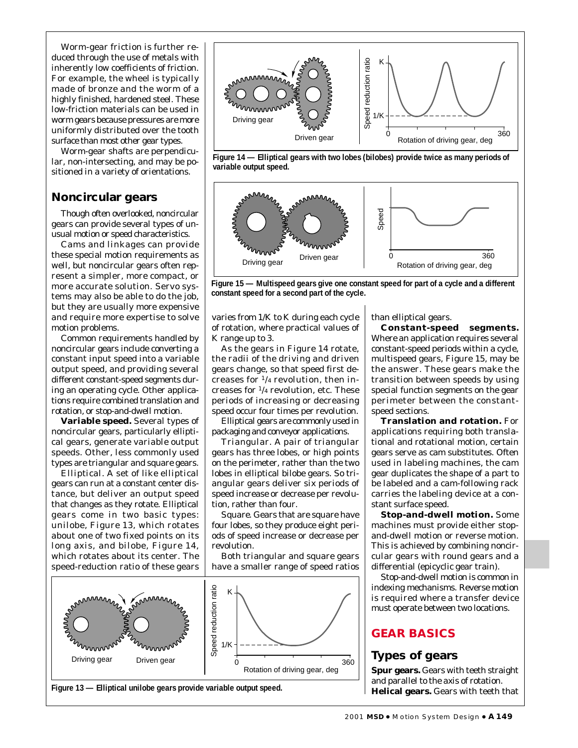Worm-gear friction is further reduced through the use of metals with inherently low coefficients of friction. For example, the wheel is typically made of bronze and the worm of a highly finished, hardened steel. These low-friction materials can be used in worm gears because pressures are more uniformly distributed over the tooth surface than most other gear types.

Worm-gear shafts are perpendicular, non-intersecting, and may be positioned in a variety of orientations.

## Noncircular gears

Though often overlooked, noncircular gears can provide several types of unusual motion or speed characteristics.

Cams and linkages can provide these special motion requirements as well, but noncircular gears often represent a simpler, more compact, or more accurate solution. Servo systems may also be able to do the job, but they are usually more expensive and require more expertise to solve motion problems.

Common requirements handled by noncircular gears include converting a constant input speed into a variable output speed, and providing several different constant-speed segments during an operating cycle. Other applications require combined translation and rotation, or stop-and-dwell motion.

**Variable speed.** Several types of noncircular gears, particularly elliptical gears, generate variable output speeds. Other, less commonly used types are triangular and square gears.

*Elliptical*. A set of like elliptical gears can run at a constant center distance, but deliver an output speed that changes as they rotate. Elliptical gears come in two basic types: unilobe, Figure 13, which rotates about one of two fixed points on its long axis, and bilobe, Figure 14, which rotates about its center. The speed-reduction ratio of these gears varies from 1/K to K during each cycle of rotation, where practical values of K range up to 3.

As the gears in Figure 14 rotate, the radii of the driving and driven gears change, so that speed first decreases for 1/4 revolution, then increases for 1/4 revolution, etc. These periods of increasing or decreasing speed occur four times per revolution.

Elliptical gears are commonly used in packaging and conveyor applications.

*Triangular*. A pair of triangular gears has three lobes, or high points on the perimeter, rather than the two lobes in elliptical bilobe gears. So triangular gears deliver six periods of speed increase or decrease per revolution, rather than four.

*Square*. Gears that are square have four lobes, so they produce eight periods of speed increase or decrease per revolution.

Both triangular and square gears have a smaller range of speed ratios than elliptical gears.

**Constant-speed segments.** Where an application requires several constant-speed periods within a cycle, multispeed gears, Figure 15, may be the answer. These gears make the transition between speeds by using special function segments on the gear perimeter between the constant-speed sections.

**Translation and rotation.** For applications requiring both translational and rotational motion, certain gears serve as cam substitutes. Often used in labeling machines, the cam gear duplicates the shape of a part to be labeled and a cam-following rack carries the labeling device at a constant surface speed.

**Stop-and-dwell motion.** Some machines must provide either stop-and-dwell motion or reverse motion. This is achieved by combining noncircular gears with round gears and a differential (epicyclic gear train).

Stop-and-dwell motion is common in indexing mechanisms. Reverse motion is required where a transfer device must operate between two locations.

**Figure 14 — Elliptical gears with two lobes (bilobes) provide twice as many periods of variable output speed.**

**Figure 15 — Multispeed gears give one constant speed for part of a cycle and a different constant speed for a second part of the cycle.**

**Figure 13 — Elliptical unilobe gears provide variable output speed.**

# GEAR BASICS

## Types of gears

**Spur gears.** Gears with teeth straight and parallel to the axis of rotation.

**Helical gears.** Gears with teeth that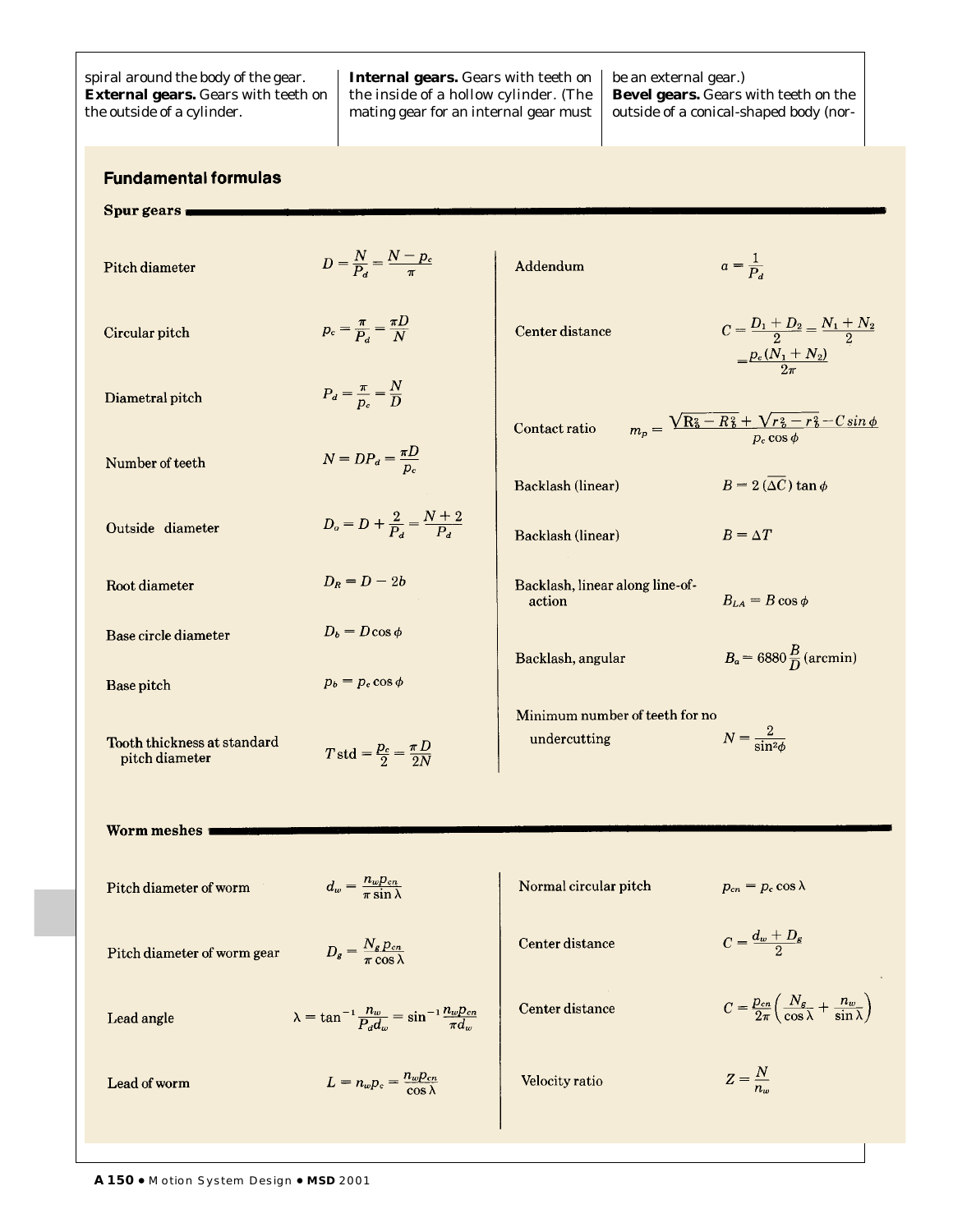spiral around the body of the gear.

**External gears.** Gears with teeth on the outside of a cylinder.

**Internal gears.** Gears with teeth on the inside of a hollow cylinder. (The mating gear for an internal gear must be an external gear.)

**Bevel gears.** Gears with teeth on the outside of a conical-shaped body (nor-

## Fundamental formulas

### Spur gears

| Parameter | Formula |
|---|---|
| Pitch diameter | $D = \frac{N}{P_d} = \frac{N - p_c}{\pi}$ |
| Circular pitch | $p_c = \frac{\pi}{P_d} = \frac{\pi D}{N}$ |
| Diametral pitch | $P_d = \frac{\pi}{p_c} = \frac{N}{D}$ |
| Number of teeth | $N = DP_d = \frac{\pi D}{p_c}$ |
| Outside diameter | $D_o = D + \frac{2}{P_d} = \frac{N+2}{P_d}$ |
| Root diameter | $D_R = D - 2b$ |
| Base circle diameter | $D_b = D \cos \phi$ |
| Base pitch | $p_b = p_c \cos \phi$ |
| Tooth thickness at standard pitch diameter | $T\,\text{std} = \frac{p_c}{2} = \frac{\pi D}{2N}$ |
| Addendum | $a = \frac{1}{P_d}$ |
| Center distance | $C = \frac{D_1 + D_2}{2} = \frac{N_1 + N_2}{2} = \frac{p_c(N_1 + N_2)}{2\pi}$ |
| Contact ratio | $m_p = \frac{\sqrt{R_o^2 - R_b^2} + \sqrt{r_o^2 - r_b^2} - C \sin \phi}{p_c \cos \phi}$ |
| Backlash (linear) | $B = 2(\Delta C) \tan \phi$ |
| Backlash (linear) | $B = \Delta T$ |
| Backlash, linear along line-of-action | $B_{LA} = B \cos \phi$ |
| Backlash, angular | $B_a = 6880 \frac{B}{D}$ (arcmin) |
| Minimum number of teeth for no undercutting | $N = \frac{2}{\sin^2 \phi}$ |

### Worm meshes

| Parameter | Formula |
|---|---|
| Pitch diameter of worm | $d_w = \frac{n_w p_{cn}}{\pi \sin \lambda}$ |
| Pitch diameter of worm gear | $D_g = \frac{N_g p_{cn}}{\pi \cos \lambda}$ |
| Lead angle | $\lambda = \tan^{-1} \frac{n_w}{P_d d_w} = \sin^{-1} \frac{n_w p_{cn}}{\pi d_w}$ |
| Lead of worm | $L = n_w p_c = \frac{n_w p_{cn}}{\cos \lambda}$ |
| Normal circular pitch | $p_{cn} = p_c \cos \lambda$ |
| Center distance | $C = \frac{d_w + D_g}{2}$ |
| Center distance | $C = \frac{p_{cn}}{2\pi}\left(\frac{N_g}{\cos \lambda} + \frac{n_w}{\sin \lambda}\right)$ |
| Velocity ratio | $Z = \frac{N}{n_w}$ |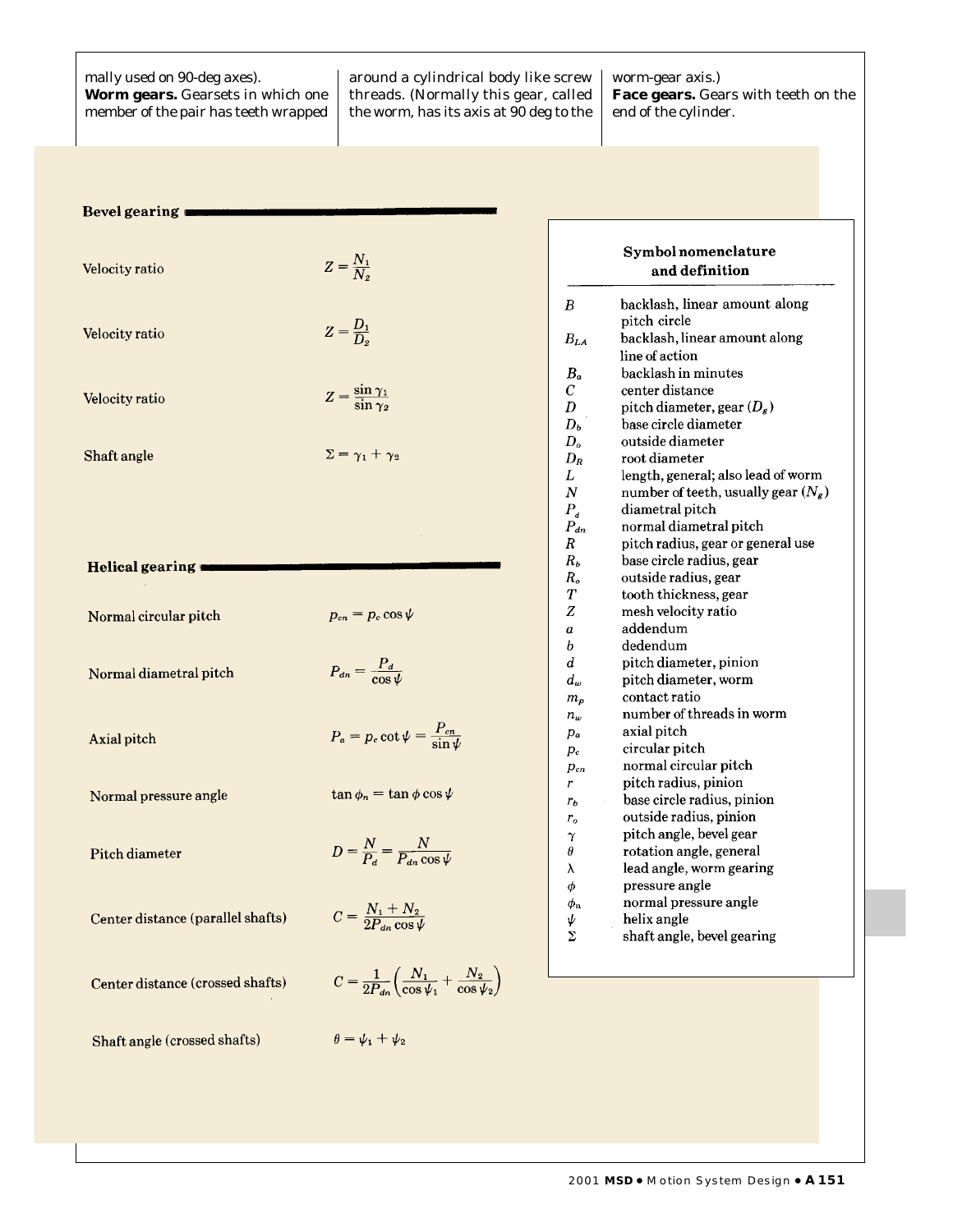mally used on 90-deg axes).

**Worm gears.** Gearsets in which one member of the pair has teeth wrapped around a cylindrical body like screw threads. (Normally this gear, called the worm, has its axis at 90 deg to the worm-gear axis.)

**Face gears.** Gears with teeth on the end of the cylinder.

### Bevel gearing

| | |
|---|---|
| Velocity ratio | $Z = \dfrac{N_1}{N_2}$ |
| Velocity ratio | $Z = \dfrac{D_1}{D_2}$ |
| Velocity ratio | $Z = \dfrac{\sin \gamma_1}{\sin \gamma_2}$ |
| Shaft angle | $\Sigma = \gamma_1 + \gamma_2$ |

### Helical gearing

| | |
|---|---|
| Normal circular pitch | $p_{cn} = p_c \cos \psi$ |
| Normal diametral pitch | $P_{dn} = \dfrac{P_d}{\cos \psi}$ |
| Axial pitch | $P_a = p_c \cot \psi = \dfrac{P_{cn}}{\sin \psi}$ |
| Normal pressure angle | $\tan \phi_n = \tan \phi \cos \psi$ |
| Pitch diameter | $D = \dfrac{N}{P_d} = \dfrac{N}{P_{dn} \cos \psi}$ |
| Center distance (parallel shafts) | $C = \dfrac{N_1 + N_2}{2P_{dn} \cos \psi}$ |
| Center distance (crossed shafts) | $C = \dfrac{1}{2P_{dn}} \left( \dfrac{N_1}{\cos \psi_1} + \dfrac{N_2}{\cos \psi_2} \right)$ |
| Shaft angle (crossed shafts) | $\theta = \psi_1 + \psi_2$ |

### Symbol nomenclature and definition

| Symbol | Definition |
|---|---|
| $B$ | backlash, linear amount along pitch circle |
| $B_{LA}$ | backlash, linear amount along line of action |
| $B_a$ | backlash in minutes |
| $C$ | center distance |
| $D$ | pitch diameter, gear ($D_g$) |
| $D_b$ | base circle diameter |
| $D_o$ | outside diameter |
| $D_R$ | root diameter |
| $L$ | length, general; also lead of worm |
| $N$ | number of teeth, usually gear ($N_g$) |
| $P_d$ | diametral pitch |
| $P_{dn}$ | normal diametral pitch |
| $R$ | pitch radius, gear or general use |
| $R_b$ | base circle radius, gear |
| $R_o$ | outside radius, gear |
| $T$ | tooth thickness, gear |
| $Z$ | mesh velocity ratio |
| $a$ | addendum |
| $b$ | dedendum |
| $d$ | pitch diameter, pinion |
| $d_w$ | pitch diameter, worm |
| $m_p$ | contact ratio |
| $n_w$ | number of threads in worm |
| $p_a$ | axial pitch |
| $p_c$ | circular pitch |
| $p_{cn}$ | normal circular pitch |
| $r$ | pitch radius, pinion |
| $r_b$ | base circle radius, pinion |
| $r_o$ | outside radius, pinion |
| $\gamma$ | pitch angle, bevel gear |
| $\theta$ | rotation angle, general |
| $\lambda$ | lead angle, worm gearing |
| $\phi$ | pressure angle |
| $\phi_n$ | normal pressure angle |
| $\psi$ | helix angle |
| $\Sigma$ | shaft angle, bevel gearing |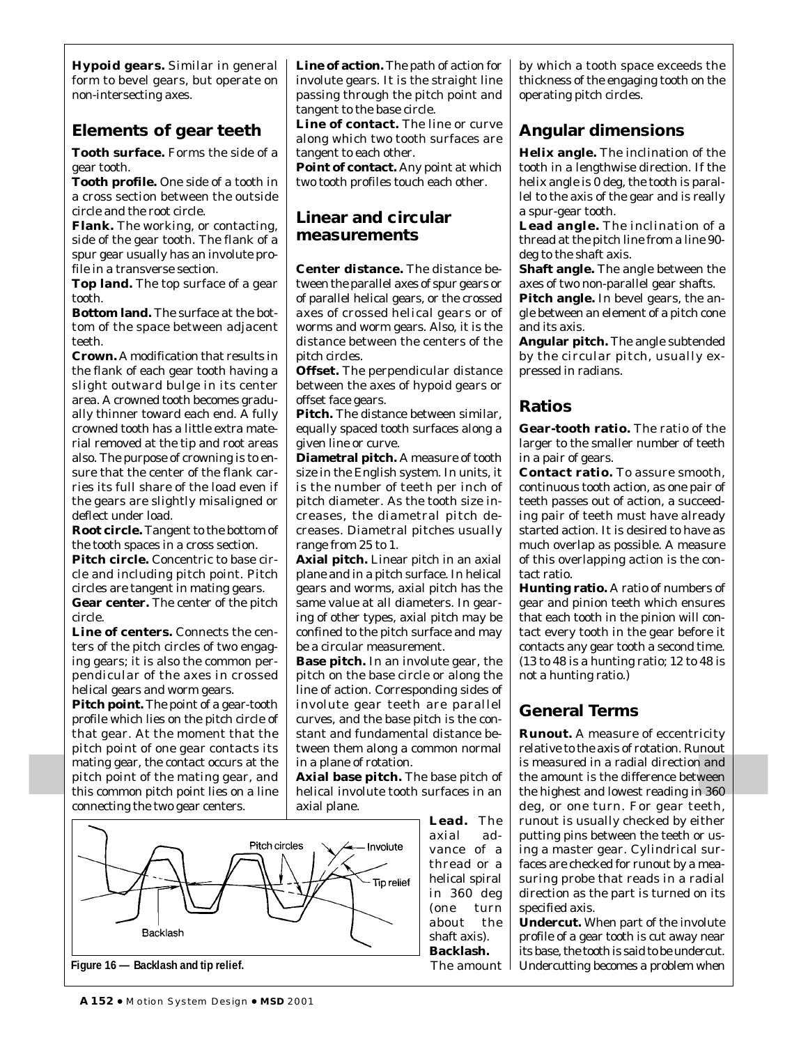**Hypoid gears.** Similar in general form to bevel gears, but operate on non-intersecting axes.

## Elements of gear teeth

**Tooth surface.** Forms the side of a gear tooth.

**Tooth profile.** One side of a tooth in a cross section between the outside circle and the root circle.

**Flank.** The working, or contacting, side of the gear tooth. The flank of a spur gear usually has an involute profile in a transverse section.

**Top land.** The top surface of a gear tooth.

**Bottom land.** The surface at the bottom of the space between adjacent teeth.

**Crown.** A modification that results in the flank of each gear tooth having a slight outward bulge in its center area. A crowned tooth becomes gradually thinner toward each end. A fully crowned tooth has a little extra material removed at the tip and root areas also. The purpose of crowning is to ensure that the center of the flank carries its full share of the load even if the gears are slightly misaligned or deflect under load.

**Root circle.** Tangent to the bottom of the tooth spaces in a cross section.

**Pitch circle.** Concentric to base circle and including pitch point. Pitch circles are tangent in mating gears.

**Gear center.** The center of the pitch circle.

**Line of centers.** Connects the centers of the pitch circles of two engaging gears; it is also the common perpendicular of the axes in crossed helical gears and worm gears.

**Pitch point.** The point of a gear-tooth profile which lies on the pitch circle of that gear. At the moment that the pitch point of one gear contacts its mating gear, the contact occurs at the pitch point of the mating gear, and this common pitch point lies on a line connecting the two gear centers.

**Line of action.** The path of action for involute gears. It is the straight line passing through the pitch point and tangent to the base circle.

**Line of contact.** The line or curve along which two tooth surfaces are tangent to each other.

**Point of contact.** Any point at which two tooth profiles touch each other.

## Linear and circular measurements

**Center distance.** The distance between the parallel axes of spur gears or of parallel helical gears, or the crossed axes of crossed helical gears or of worms and worm gears. Also, it is the distance between the centers of the pitch circles.

**Offset.** The perpendicular distance between the axes of hypoid gears or offset face gears.

**Pitch.** The distance between similar, equally spaced tooth surfaces along a given line or curve.

**Diametral pitch.** A measure of tooth size in the English system. In units, it is the number of teeth per inch of pitch diameter. As the tooth size increases, the diametral pitch decreases. Diametral pitches usually range from 25 to 1.

**Axial pitch.** Linear pitch in an axial plane and in a pitch surface. In helical gears and worms, axial pitch has the same value at all diameters. In gearing of other types, axial pitch may be confined to the pitch surface and may be a circular measurement.

**Base pitch.** In an involute gear, the pitch on the base circle or along the line of action. Corresponding sides of involute gear teeth are parallel curves, and the base pitch is the constant and fundamental distance between them along a common normal in a plane of rotation.

**Axial base pitch.** The base pitch of helical involute tooth surfaces in an axial plane.

**Lead.** The axial advance of a thread or a helical spiral in 360 deg (one turn about the shaft axis).

**Backlash.** The amount by which a tooth space exceeds the thickness of the engaging tooth on the operating pitch circles.

Figure 16 — Backlash and tip relief.

## Angular dimensions

**Helix angle.** The inclination of the tooth in a lengthwise direction. If the helix angle is 0 deg, the tooth is parallel to the axis of the gear and is really a spur-gear tooth.

**Lead angle.** The inclination of a thread at the pitch line from a line 90-deg to the shaft axis.

**Shaft angle.** The angle between the axes of two non-parallel gear shafts.

**Pitch angle.** In bevel gears, the angle between an element of a pitch cone and its axis.

**Angular pitch.** The angle subtended by the circular pitch, usually expressed in radians.

## Ratios

**Gear-tooth ratio.** The ratio of the larger to the smaller number of teeth in a pair of gears.

**Contact ratio.** To assure smooth, continuous tooth action, as one pair of teeth passes out of action, a succeeding pair of teeth must have already started action. It is desired to have as much overlap as possible. A measure of this overlapping action is the contact ratio.

**Hunting ratio.** A ratio of numbers of gear and pinion teeth which ensures that each tooth in the pinion will contact every tooth in the gear before it contacts any gear tooth a second time. (13 to 48 is a hunting ratio; 12 to 48 is not a hunting ratio.)

## General Terms

**Runout.** A measure of eccentricity relative to the axis of rotation. Runout is measured in a radial direction and the amount is the difference between the highest and lowest reading in 360 deg, or one turn. For gear teeth, runout is usually checked by either putting pins between the teeth or using a master gear. Cylindrical surfaces are checked for runout by a measuring probe that reads in a radial direction as the part is turned on its specified axis.

**Undercut.** When part of the involute profile of a gear tooth is cut away near its base, the tooth is said to be undercut. Undercutting becomes a problem when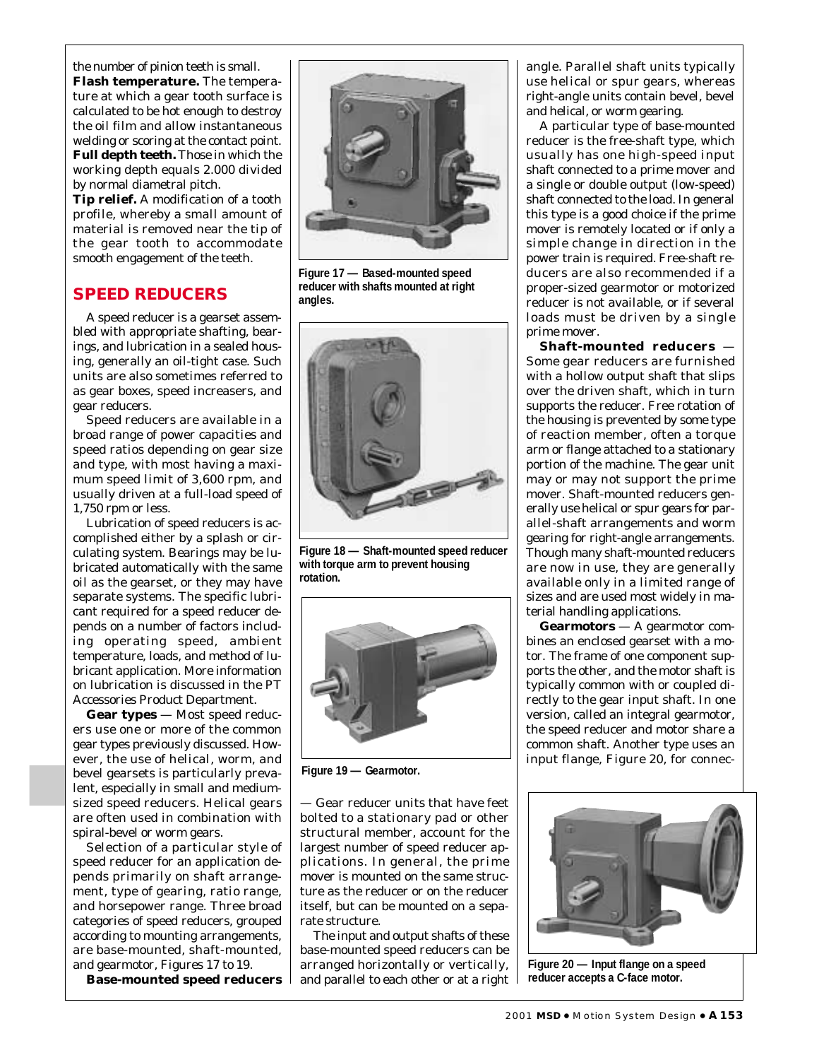the number of pinion teeth is small.

**Flash temperature.** The temperature at which a gear tooth surface is calculated to be hot enough to destroy the oil film and allow instantaneous welding or scoring at the contact point.

**Full depth teeth.** Those in which the working depth equals 2.000 divided by normal diametral pitch.

**Tip relief.** A modification of a tooth profile, whereby a small amount of material is removed near the tip of the gear tooth to accommodate smooth engagement of the teeth.

## SPEED REDUCERS

A speed reducer is a gearset assembled with appropriate shafting, bearings, and lubrication in a sealed housing, generally an oil-tight case. Such units are also sometimes referred to as gear boxes, speed increasers, and gear reducers.

Speed reducers are available in a broad range of power capacities and speed ratios depending on gear size and type, with most having a maximum speed limit of 3,600 rpm, and usually driven at a full-load speed of 1,750 rpm or less.

Lubrication of speed reducers is accomplished either by a splash or circulating system. Bearings may be lubricated automatically with the same oil as the gearset, or they may have separate systems. The specific lubricant required for a speed reducer depends on a number of factors including operating speed, ambient temperature, loads, and method of lubricant application. More information on lubrication is discussed in the PT Accessories Product Department.

**Gear types** — Most speed reducers use one or more of the common gear types previously discussed. However, the use of helical, worm, and bevel gearsets is particularly prevalent, especially in small and medium-sized speed reducers. Helical gears are often used in combination with spiral-bevel or worm gears.

Selection of a particular style of speed reducer for an application depends primarily on shaft arrangement, type of gearing, ratio range, and horsepower range. Three broad categories of speed reducers, grouped according to mounting arrangements, are base-mounted, shaft-mounted, and gearmotor, Figures 17 to 19.

**Base-mounted speed reducers** — Gear reducer units that have feet bolted to a stationary pad or other structural member, account for the largest number of speed reducer applications. In general, the prime mover is mounted on the same structure as the reducer or on the reducer itself, but can be mounted on a separate structure.

The input and output shafts of these base-mounted speed reducers can be arranged horizontally or vertically, and parallel to each other or at a right angle. Parallel shaft units typically use helical or spur gears, whereas right-angle units contain bevel, bevel and helical, or worm gearing.

A particular type of base-mounted reducer is the free-shaft type, which usually has one high-speed input shaft connected to a prime mover and a single or double output (low-speed) shaft connected to the load. In general this type is a good choice if the prime mover is remotely located or if only a simple change in direction in the power train is required. Free-shaft reducers are also recommended if a proper-sized gearmotor or motorized reducer is not available, or if several loads must be driven by a single prime mover.

**Shaft-mounted reducers** — Some gear reducers are furnished with a hollow output shaft that slips over the driven shaft, which in turn supports the reducer. Free rotation of the housing is prevented by some type of reaction member, often a torque arm or flange attached to a stationary portion of the machine. The gear unit may or may not support the prime mover. Shaft-mounted reducers generally use helical or spur gears for parallel-shaft arrangements and worm gearing for right-angle arrangements. Though many shaft-mounted reducers are now in use, they are generally available only in a limited range of sizes and are used most widely in material handling applications.

**Gearmotors** — A gearmotor combines an enclosed gearset with a motor. The frame of one component supports the other, and the motor shaft is typically common with or coupled directly to the gear input shaft. In one version, called an integral gearmotor, the speed reducer and motor share a common shaft. Another type uses an input flange, Figure 20, for connec-

Figure 17 — Based-mounted speed reducer with shafts mounted at right angles.

Figure 18 — Shaft-mounted speed reducer with torque arm to prevent housing rotation.

Figure 19 — Gearmotor.

Figure 20 — Input flange on a speed reducer accepts a C-face motor.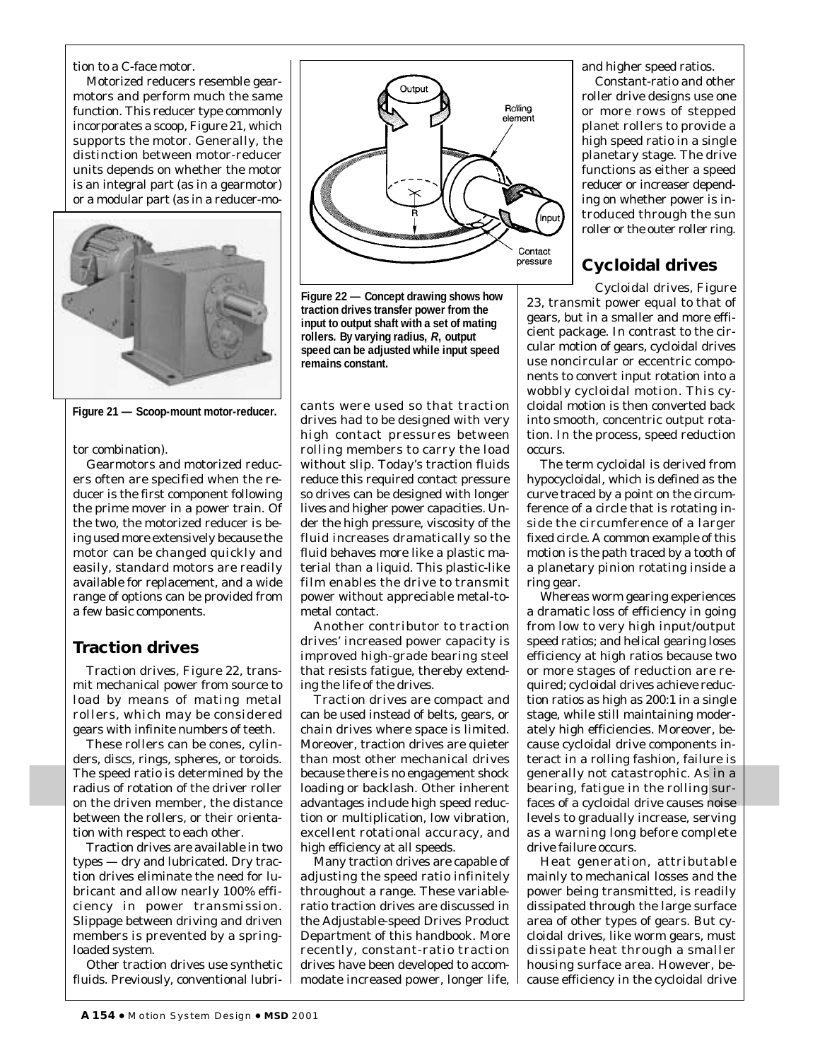tion to a C-face motor.

Motorized reducers resemble gearmotors and perform much the same function. This reducer type commonly incorporates a scoop, Figure 21, which supports the motor. Generally, the distinction between motor-reducer units depends on whether the motor is an integral part (as in a gearmotor) or a modular part (as in a reducer-motor combination).

**Figure 21 — Scoop-mount motor-reducer.**

Gearmotors and motorized reducers often are specified when the reducer is the first component following the prime mover in a power train. Of the two, the motorized reducer is being used more extensively because the motor can be changed quickly and easily, standard motors are readily available for replacement, and a wide range of options can be provided from a few basic components.

## Traction drives

Traction drives, Figure 22, transmit mechanical power from source to load by means of mating metal rollers, which may be considered gears with infinite numbers of teeth.

These rollers can be cones, cylinders, discs, rings, spheres, or toroids. The speed ratio is determined by the radius of rotation of the driver roller on the driven member, the distance between the rollers, or their orientation with respect to each other.

Traction drives are available in two types — dry and lubricated. Dry traction drives eliminate the need for lubricant and allow nearly 100% efficiency in power transmission. Slippage between driving and driven members is prevented by a spring-loaded system.

Other traction drives use synthetic fluids. Previously, conventional lubricants were used so that traction drives had to be designed with very high contact pressures between rolling members to carry the load without slip. Today's traction fluids reduce this required contact pressure so drives can be designed with longer lives and higher power capacities. Under the high pressure, viscosity of the fluid increases dramatically so the fluid behaves more like a plastic material than a liquid. This plastic-like film enables the drive to transmit power without appreciable metal-to-metal contact.

**Figure 22 — Concept drawing shows how traction drives transfer power from the input to output shaft with a set of mating rollers. By varying radius, *R*, output speed can be adjusted while input speed remains constant.**

Another contributor to traction drives' increased power capacity is improved high-grade bearing steel that resists fatigue, thereby extending the life of the drives.

Traction drives are compact and can be used instead of belts, gears, or chain drives where space is limited. Moreover, traction drives are quieter than most other mechanical drives because there is no engagement shock loading or backlash. Other inherent advantages include high speed reduction or multiplication, low vibration, excellent rotational accuracy, and high efficiency at all speeds.

Many traction drives are capable of adjusting the speed ratio infinitely throughout a range. These variable-ratio traction drives are discussed in the Adjustable-speed Drives Product Department of this handbook. More recently, constant-ratio traction drives have been developed to accommodate increased power, longer life, and higher speed ratios.

Constant-ratio and other roller drive designs use one or more rows of stepped planet rollers to provide a high speed ratio in a single planetary stage. The drive functions as either a speed reducer or increaser depending on whether power is introduced through the sun roller or the outer roller ring.

## Cycloidal drives

Cycloidal drives, Figure 23, transmit power equal to that of gears, but in a smaller and more efficient package. In contrast to the circular motion of gears, cycloidal drives use noncircular or eccentric components to convert input rotation into a wobbly cycloidal motion. This cycloidal motion is then converted back into smooth, concentric output rotation. In the process, speed reduction occurs.

The term cycloidal is derived from hypocycloidal, which is defined as the curve traced by a point on the circumference of a circle that is rotating inside the circumference of a larger fixed circle. A common example of this motion is the path traced by a tooth of a planetary pinion rotating inside a ring gear.

Whereas worm gearing experiences a dramatic loss of efficiency in going from low to very high input/output speed ratios; and helical gearing loses efficiency at high ratios because two or more stages of reduction are required; cycloidal drives achieve reduction ratios as high as 200:1 in a single stage, while still maintaining moderately high efficiencies. Moreover, because cycloidal drive components interact in a rolling fashion, failure is generally not catastrophic. As in a bearing, fatigue in the rolling surfaces of a cycloidal drive causes noise levels to gradually increase, serving as a warning long before complete drive failure occurs.

Heat generation, attributable mainly to mechanical losses and the power being transmitted, is readily dissipated through the large surface area of other types of gears. But cycloidal drives, like worm gears, must dissipate heat through a smaller housing surface area. However, because efficiency in the cycloidal drive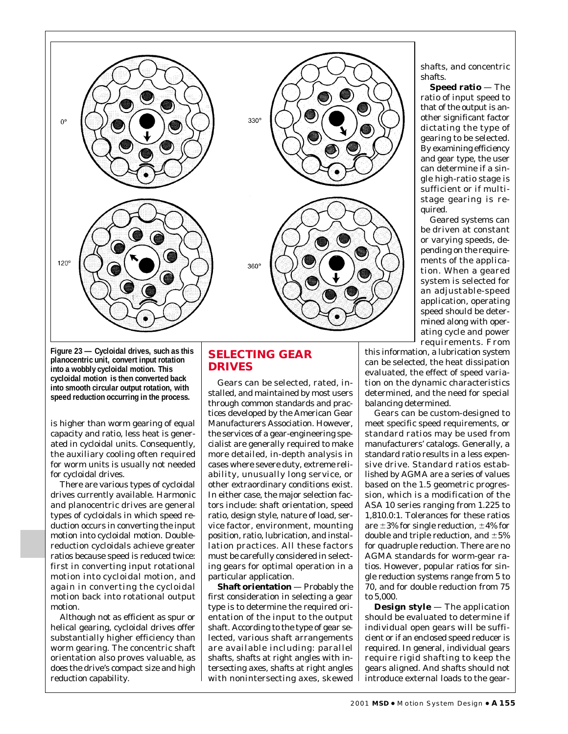Figure 23 — Cycloidal drives, such as this planocentric unit, convert input rotation into a wobbly cycloidal motion. This cycloidal motion is then converted back into smooth circular output rotation, with speed reduction occurring in the process.

is higher than worm gearing of equal capacity and ratio, less heat is generated in cycloidal units. Consequently, the auxiliary cooling often required for worm units is usually not needed for cycloidal drives.

There are various types of cycloidal drives currently available. Harmonic and planocentric drives are general types of cycloidals in which speed reduction occurs in converting the input motion into cycloidal motion. Double-reduction cycloidals achieve greater ratios because speed is reduced twice: first in converting input rotational motion into cycloidal motion, and again in converting the cycloidal motion back into rotational output motion.

Although not as efficient as spur or helical gearing, cycloidal drives offer substantially higher efficiency than worm gearing. The concentric shaft orientation also proves valuable, as does the drive's compact size and high reduction capability.

## SELECTING GEAR DRIVES

Gears can be selected, rated, installed, and maintained by most users through common standards and practices developed by the American Gear Manufacturers Association. However, the services of a gear-engineering specialist are generally required to make more detailed, in-depth analysis in cases where severe duty, extreme reliability, unusually long service, or other extraordinary conditions exist. In either case, the major selection factors include: shaft orientation, speed ratio, design style, nature of load, service factor, environment, mounting position, ratio, lubrication, and installation practices. All these factors must be carefully considered in selecting gears for optimal operation in a particular application.

**Shaft orientation** — Probably the first consideration in selecting a gear type is to determine the required orientation of the input to the output shaft. According to the type of gear selected, various shaft arrangements are available including: parallel shafts, shafts at right angles with intersecting axes, shafts at right angles with nonintersecting axes, skewed shafts, and concentric shafts.

**Speed ratio** — The ratio of input speed to that of the output is another significant factor dictating the type of gearing to be selected. By examining efficiency and gear type, the user can determine if a single high-ratio stage is sufficient or if multistage gearing is required.

Geared systems can be driven at constant or varying speeds, depending on the requirements of the application. When a geared system is selected for an adjustable-speed application, operating speed should be determined along with operating cycle and power requirements. From this information, a lubrication system can be selected, the heat dissipation evaluated, the effect of speed variation on the dynamic characteristics determined, and the need for special balancing determined.

Gears can be custom-designed to meet specific speed requirements, or standard ratios may be used from manufacturers' catalogs. Generally, a standard ratio results in a less expensive drive. Standard ratios established by AGMA are a series of values based on the 1.5 geometric progression, which is a modification of the ASA 10 series ranging from 1.225 to 1,810.0:1. Tolerances for these ratios are ±3% for single reduction, ±4% for double and triple reduction, and ±5% for quadruple reduction. There are no AGMA standards for worm-gear ratios. However, popular ratios for single reduction systems range from 5 to 70, and for double reduction from 75 to 5,000.

**Design style** — The application should be evaluated to determine if individual open gears will be sufficient or if an enclosed speed reducer is required. In general, individual gears require rigid shafting to keep the gears aligned. And shafts should not introduce external loads to the gear-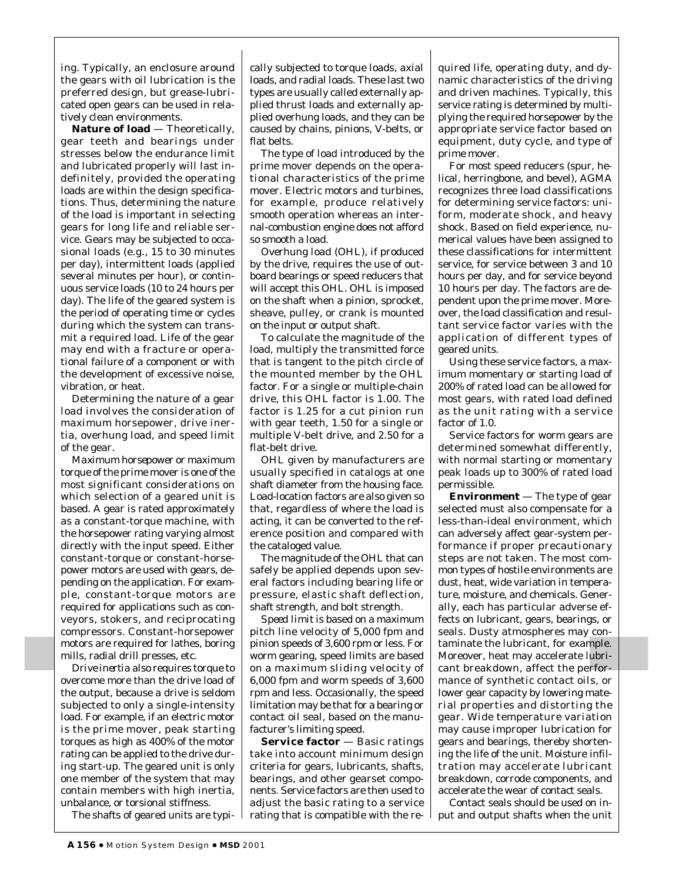ing. Typically, an enclosure around the gears with oil lubrication is the preferred design, but grease-lubricated open gears can be used in relatively clean environments.

**Nature of load** — Theoretically, gear teeth and bearings under stresses below the endurance limit and lubricated properly will last indefinitely, provided the operating loads are within the design specifications. Thus, determining the nature of the load is important in selecting gears for long life and reliable service. Gears may be subjected to occasional loads (e.g., 15 to 30 minutes per day), intermittent loads (applied several minutes per hour), or continuous service loads (10 to 24 hours per day). The life of the geared system is the period of operating time or cycles during which the system can transmit a required load. Life of the gear may end with a fracture or operational failure of a component or with the development of excessive noise, vibration, or heat.

Determining the nature of a gear load involves the consideration of maximum horsepower, drive inertia, overhung load, and speed limit of the gear.

*Maximum horsepower* or *maximum torque* of the prime mover is one of the most significant considerations on which selection of a geared unit is based. A gear is rated approximately as a constant-torque machine, with the horsepower rating varying almost directly with the input speed. Either constant-torque or constant-horsepower motors are used with gears, depending on the application. For example, constant-torque motors are required for applications such as conveyors, stokers, and reciprocating compressors. Constant-horsepower motors are required for lathes, boring mills, radial drill presses, etc.

*Drive inertia* also requires torque to overcome more than the drive load of the output, because a drive is seldom subjected to only a single-intensity load. For example, if an electric motor is the prime mover, peak starting torques as high as 400% of the motor rating can be applied to the drive during start-up. The geared unit is only one member of the system that may contain members with high inertia, unbalance, or torsional stiffness.

The shafts of geared units are typically subjected to torque loads, axial loads, and radial loads. These last two types are usually called externally applied thrust loads and externally applied overhung loads, and they can be caused by chains, pinions, V-belts, or flat belts.

The type of load introduced by the prime mover depends on the operational characteristics of the prime mover. Electric motors and turbines, for example, produce relatively smooth operation whereas an internal-combustion engine does not afford so smooth a load.

*Overhung load* (OHL), if produced by the drive, requires the use of outboard bearings or speed reducers that will accept this OHL. OHL is imposed on the shaft when a pinion, sprocket, sheave, pulley, or crank is mounted on the input or output shaft.

To calculate the magnitude of the load, multiply the transmitted force that is tangent to the pitch circle of the mounted member by the OHL factor. For a single or multiple-chain drive, this OHL factor is 1.00. The factor is 1.25 for a cut pinion run with gear teeth, 1.50 for a single or multiple V-belt drive, and 2.50 for a flat-belt drive.

OHL given by manufacturers are usually specified in catalogs at one shaft diameter from the housing face. Load-location factors are also given so that, regardless of where the load is acting, it can be converted to the reference position and compared with the cataloged value.

The magnitude of the OHL that can safely be applied depends upon several factors including bearing life or pressure, elastic shaft deflection, shaft strength, and bolt strength.

*Speed limit* is based on a maximum pitch line velocity of 5,000 fpm and pinion speeds of 3,600 rpm or less. For worm gearing, speed limits are based on a maximum sliding velocity of 6,000 fpm and worm speeds of 3,600 rpm and less. Occasionally, the speed limitation may be that for a bearing or contact oil seal, based on the manufacturer's limiting speed.

**Service factor** — Basic ratings take into account minimum design criteria for gears, lubricants, shafts, bearings, and other gearset components. Service factors are then used to adjust the basic rating to a service rating that is compatible with the required life, operating duty, and dynamic characteristics of the driving and driven machines. Typically, this service rating is determined by multiplying the required horsepower by the appropriate service factor based on equipment, duty cycle, and type of prime mover.

For most speed reducers (spur, helical, herringbone, and bevel), AGMA recognizes three load classifications for determining service factors: uniform, moderate shock, and heavy shock. Based on field experience, numerical values have been assigned to these classifications for intermittent service, for service between 3 and 10 hours per day, and for service beyond 10 hours per day. The factors are dependent upon the prime mover. Moreover, the load classification and resultant service factor varies with the application of different types of geared units.

Using these service factors, a maximum momentary or starting load of 200% of rated load can be allowed for most gears, with rated load defined as the unit rating with a service factor of 1.0.

Service factors for worm gears are determined somewhat differently, with normal starting or momentary peak loads up to 300% of rated load permissible.

**Environment** — The type of gear selected must also compensate for a less-than-ideal environment, which can adversely affect gear-system performance if proper precautionary steps are not taken. The most common types of hostile environments are dust, heat, wide variation in temperature, moisture, and chemicals. Generally, each has particular adverse effects on lubricant, gears, bearings, or seals. Dusty atmospheres may contaminate the lubricant, for example. Moreover, heat may accelerate lubricant breakdown, affect the performance of synthetic contact oils, or lower gear capacity by lowering material properties and distorting the gear. Wide temperature variation may cause improper lubrication for gears and bearings, thereby shortening the life of the unit. Moisture infiltration may accelerate lubricant breakdown, corrode components, and accelerate the wear of contact seals.

Contact seals should be used on input and output shafts when the unit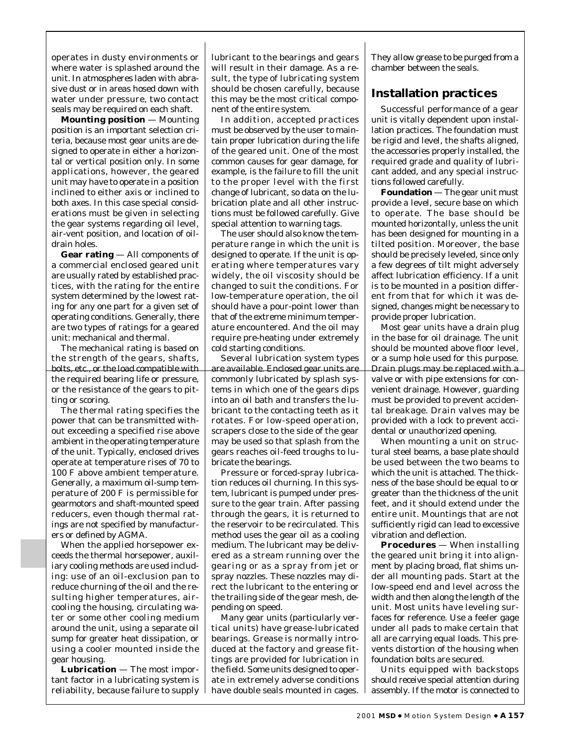operates in dusty environments or where water is splashed around the unit. In atmospheres laden with abrasive dust or in areas hosed down with water under pressure, two contact seals may be required on each shaft.

**Mounting position** — Mounting position is an important selection criteria, because most gear units are designed to operate in either a horizontal or vertical position only. In some applications, however, the geared unit may have to operate in a position inclined to either axis or inclined to both axes. In this case special considerations must be given in selecting the gear systems regarding oil level, air-vent position, and location of oil-drain holes.

**Gear rating** — All components of a commercial enclosed geared unit are usually rated by established practices, with the rating for the entire system determined by the lowest rating for any one part for a given set of operating conditions. Generally, there are two types of ratings for a geared unit: mechanical and thermal.

The mechanical rating is based on the strength of the gears, shafts, bolts, etc., or the load compatible with the required bearing life or pressure, or the resistance of the gears to pitting or scoring.

The thermal rating specifies the power that can be transmitted without exceeding a specified rise above ambient in the operating temperature of the unit. Typically, enclosed drives operate at temperature rises of 70 to 100 F above ambient temperature. Generally, a maximum oil-sump temperature of 200 F is permissible for gearmotors and shaft-mounted speed reducers, even though thermal ratings are not specified by manufacturers or defined by AGMA.

When the applied horsepower exceeds the thermal horsepower, auxiliary cooling methods are used including: use of an oil-exclusion pan to reduce churning of the oil and the resulting higher temperatures, air-cooling the housing, circulating water or some other cooling medium around the unit, using a separate oil sump for greater heat dissipation, or using a cooler mounted inside the gear housing.

**Lubrication** — The most important factor in a lubricating system is reliability, because failure to supply lubricant to the bearings and gears will result in their damage. As a result, the type of lubricating system should be chosen carefully, because this may be the most critical component of the entire system.

In addition, accepted practices must be observed by the user to maintain proper lubrication during the life of the geared unit. One of the most common causes for gear damage, for example, is the failure to fill the unit to the proper level with the first change of lubricant, so data on the lubrication plate and all other instructions must be followed carefully. Give special attention to warning tags.

The user should also know the temperature range in which the unit is designed to operate. If the unit is operating where temperatures vary widely, the oil viscosity should be changed to suit the conditions. For low-temperature operation, the oil should have a pour-point lower than that of the extreme minimum temperature encountered. And the oil may require pre-heating under extremely cold starting conditions.

Several lubrication system types are available. Enclosed gear units are commonly lubricated by splash systems in which one of the gears dips into an oil bath and transfers the lubricant to the contacting teeth as it rotates. For low-speed operation, scrapers close to the side of the gear may be used so that splash from the gears reaches oil-feed troughs to lubricate the bearings.

Pressure or forced-spray lubrication reduces oil churning. In this system, lubricant is pumped under pressure to the gear train. After passing through the gears, it is returned to the reservoir to be recirculated. This method uses the gear oil as a cooling medium. The lubricant may be delivered as a stream running over the gearing or as a spray from jet or spray nozzles. These nozzles may direct the lubricant to the entering or the trailing side of the gear mesh, depending on speed.

Many gear units (particularly vertical units) have grease-lubricated bearings. Grease is normally introduced at the factory and grease fittings are provided for lubrication in the field. Some units designed to operate in extremely adverse conditions have double seals mounted in cages. They allow grease to be purged from a chamber between the seals.

## Installation practices

Successful performance of a gear unit is vitally dependent upon installation practices. The foundation must be rigid and level, the shafts aligned, the accessories properly installed, the required grade and quality of lubricant added, and any special instructions followed carefully.

**Foundation** — The gear unit must provide a level, secure base on which to operate. The base should be mounted horizontally, unless the unit has been designed for mounting in a tilted position. Moreover, the base should be precisely leveled, since only a few degrees of tilt might adversely affect lubrication efficiency. If a unit is to be mounted in a position different from that for which it was designed, changes might be necessary to provide proper lubrication.

Most gear units have a drain plug in the base for oil drainage. The unit should be mounted above floor level, or a sump hole used for this purpose. Drain plugs may be replaced with a valve or with pipe extensions for convenient drainage. However, guarding must be provided to prevent accidental breakage. Drain valves may be provided with a lock to prevent accidental or unauthorized opening.

When mounting a unit on structural steel beams, a base plate should be used between the two beams to which the unit is attached. The thickness of the base should be equal to or greater than the thickness of the unit feet, and it should extend under the entire unit. Mountings that are not sufficiently rigid can lead to excessive vibration and deflection.

**Procedures** — When installing the geared unit bring it into alignment by placing broad, flat shims under all mounting pads. Start at the low-speed end and level across the width and then along the length of the unit. Most units have leveling surfaces for reference. Use a feeler gage under all pads to make certain that all are carrying equal loads. This prevents distortion of the housing when foundation bolts are secured.

Units equipped with backstops should receive special attention during assembly. If the motor is connected to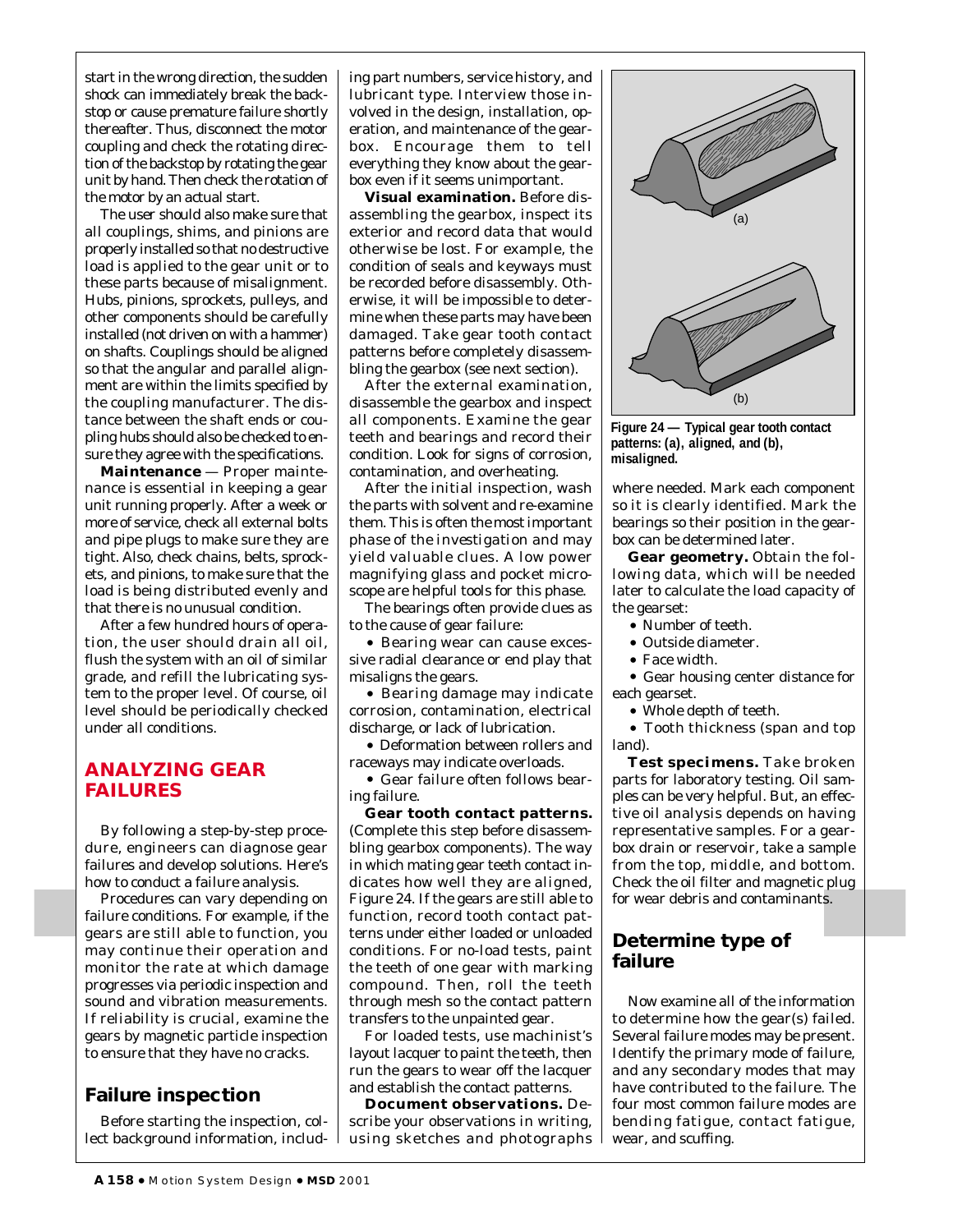start in the wrong direction, the sudden shock can immediately break the backstop or cause premature failure shortly thereafter. Thus, disconnect the motor coupling and check the rotating direction of the backstop by rotating the gear unit by hand. Then check the rotation of the motor by an actual start.

The user should also make sure that all couplings, shims, and pinions are properly installed so that no destructive load is applied to the gear unit or to these parts because of misalignment. Hubs, pinions, sprockets, pulleys, and other components should be carefully installed (not driven on with a hammer) on shafts. Couplings should be aligned so that the angular and parallel alignment are within the limits specified by the coupling manufacturer. The distance between the shaft ends or coupling hubs should also be checked to ensure they agree with the specifications.

**Maintenance** — Proper maintenance is essential in keeping a gear unit running properly. After a week or more of service, check all external bolts and pipe plugs to make sure they are tight. Also, check chains, belts, sprockets, and pinions, to make sure that the load is being distributed evenly and that there is no unusual condition.

After a few hundred hours of operation, the user should drain all oil, flush the system with an oil of similar grade, and refill the lubricating system to the proper level. Of course, oil level should be periodically checked under all conditions.

## ANALYZING GEAR FAILURES

By following a step-by-step procedure, engineers can diagnose gear failures and develop solutions. Here's how to conduct a failure analysis.

Procedures can vary depending on failure conditions. For example, if the gears are still able to function, you may continue their operation and monitor the rate at which damage progresses via periodic inspection and sound and vibration measurements. If reliability is crucial, examine the gears by magnetic particle inspection to ensure that they have no cracks.

### Failure inspection

Before starting the inspection, collect background information, including part numbers, service history, and lubricant type. Interview those involved in the design, installation, operation, and maintenance of the gearbox. Encourage them to tell everything they know about the gearbox even if it seems unimportant.

**Visual examination.** Before disassembling the gearbox, inspect its exterior and record data that would otherwise be lost. For example, the condition of seals and keyways must be recorded before disassembly. Otherwise, it will be impossible to determine when these parts may have been damaged. Take gear tooth contact patterns before completely disassembling the gearbox (see next section).

After the external examination, disassemble the gearbox and inspect all components. Examine the gear teeth and bearings and record their condition. Look for signs of corrosion, contamination, and overheating.

After the initial inspection, wash the parts with solvent and re-examine them. This is often the most important phase of the investigation and may yield valuable clues. A low power magnifying glass and pocket microscope are helpful tools for this phase.

The bearings often provide clues as to the cause of gear failure:

- Bearing wear can cause excessive radial clearance or end play that misaligns the gears.
- Bearing damage may indicate corrosion, contamination, electrical discharge, or lack of lubrication.
- Deformation between rollers and raceways may indicate overloads.
- Gear failure often follows bearing failure.

**Gear tooth contact patterns.** (Complete this step before disassembling gearbox components). The way in which mating gear teeth contact indicates how well they are aligned, Figure 24. If the gears are still able to function, record tooth contact patterns under either loaded or unloaded conditions. For no-load tests, paint the teeth of one gear with marking compound. Then, roll the teeth through mesh so the contact pattern transfers to the unpainted gear.

For loaded tests, use machinist's layout lacquer to paint the teeth, then run the gears to wear off the lacquer and establish the contact patterns.

**Document observations.** Describe your observations in writing, using sketches and photographs where needed. Mark each component so it is clearly identified. Mark the bearings so their position in the gearbox can be determined later.

(a)

(b)

**Figure 24 — Typical gear tooth contact patterns: (a), aligned, and (b), misaligned.**

**Gear geometry.** Obtain the following data, which will be needed later to calculate the load capacity of the gearset:

- Number of teeth.
- Outside diameter.
- Face width.
- Gear housing center distance for each gearset.
- Whole depth of teeth.
- Tooth thickness (span and top land).

**Test specimens.** Take broken parts for laboratory testing. Oil samples can be very helpful. But, an effective oil analysis depends on having representative samples. For a gearbox drain or reservoir, take a sample from the top, middle, and bottom. Check the oil filter and magnetic plug for wear debris and contaminants.

### Determine type of failure

Now examine all of the information to determine how the gear(s) failed. Several failure modes may be present. Identify the primary mode of failure, and any secondary modes that may have contributed to the failure. The four most common failure modes are bending fatigue, contact fatigue, wear, and scuffing.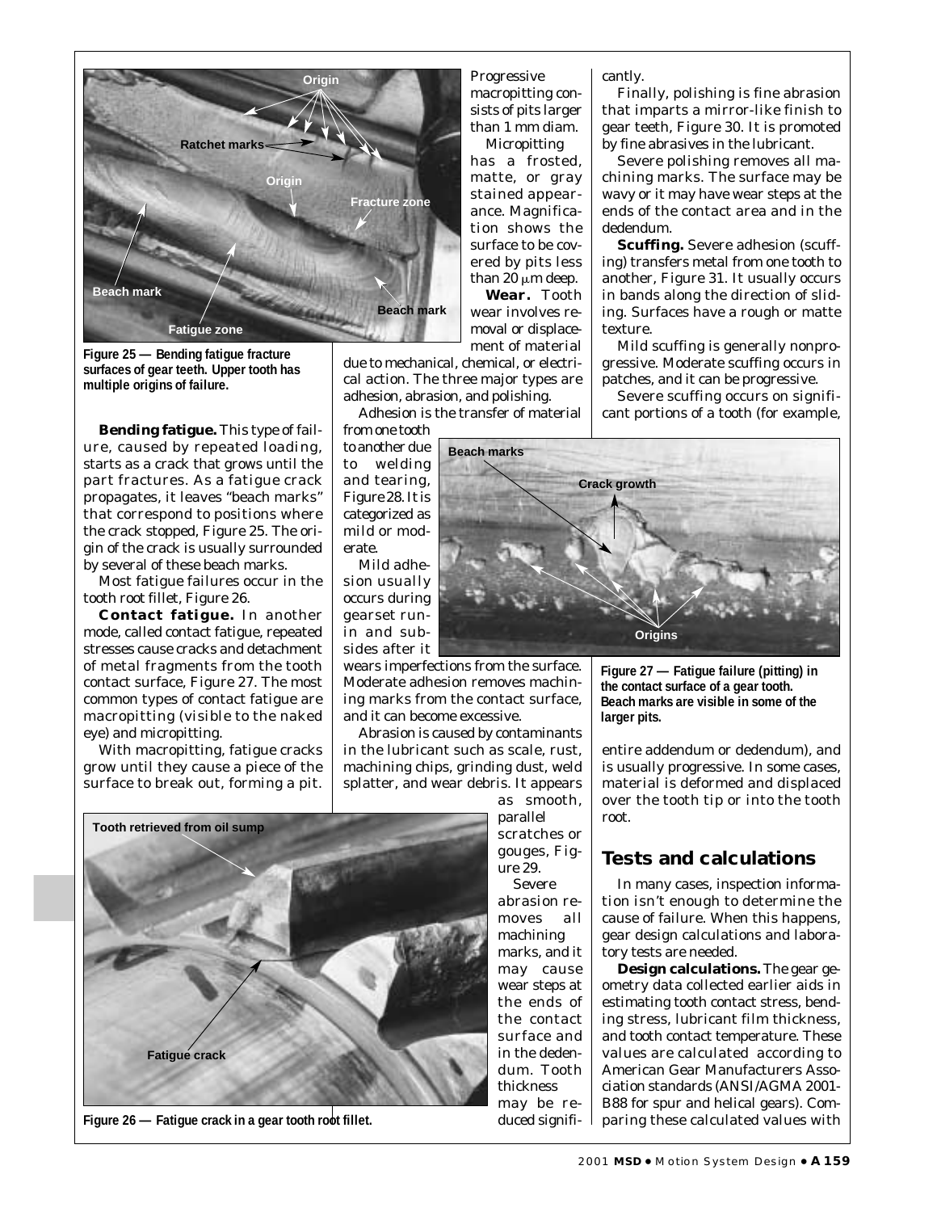Figure 25 — Bending fatigue fracture surfaces of gear teeth. Upper tooth has multiple origins of failure.

**Bending fatigue.** This type of failure, caused by repeated loading, starts as a crack that grows until the part fractures. As a fatigue crack propagates, it leaves "beach marks" that correspond to positions where the crack stopped, Figure 25. The origin of the crack is usually surrounded by several of these beach marks.

Most fatigue failures occur in the tooth root fillet, Figure 26.

**Contact fatigue.** In another mode, called contact fatigue, repeated stresses cause cracks and detachment of metal fragments from the tooth contact surface, Figure 27. The most common types of contact fatigue are macropitting (visible to the naked eye) and micropitting.

With macropitting, fatigue cracks grow until they cause a piece of the surface to break out, forming a pit. Progressive macropitting consists of pits larger than 1 mm diam.

Micropitting has a frosted, matte, or gray stained appearance. Magnification shows the surface to be covered by pits less than 20 $\mu$m deep.

**Wear.** Tooth wear involves removal or displacement of material due to mechanical, chemical, or electrical action. The three major types are adhesion, abrasion, and polishing.

Adhesion is the transfer of material from one tooth to another due to welding and tearing, Figure 28. It is categorized as mild or moderate.

Mild adhesion usually occurs during gearset run-in and subsides after it wears imperfections from the surface. Moderate adhesion removes machining marks from the contact surface, and it can become excessive.

Abrasion is caused by contaminants in the lubricant such as scale, rust, machining chips, grinding dust, weld splatter, and wear debris. It appears as smooth, parallel scratches or gouges, Figure 29.

Severe abrasion removes all machining marks, and it may cause wear steps at the ends of the contact surface and in the dedendum. Tooth thickness may be reduced significantly.

Finally, polishing is fine abrasion that imparts a mirror-like finish to gear teeth, Figure 30. It is promoted by fine abrasives in the lubricant.

Severe polishing removes all machining marks. The surface may be wavy or it may have wear steps at the ends of the contact area and in the dedendum.

**Scuffing.** Severe adhesion (scuffing) transfers metal from one tooth to another, Figure 31. It usually occurs in bands along the direction of sliding. Surfaces have a rough or matte texture.

Mild scuffing is generally nonprogressive. Moderate scuffing occurs in patches, and it can be progressive.

Severe scuffing occurs on significant portions of a tooth (for example, entire addendum or dedendum), and is usually progressive. In some cases, material is deformed and displaced over the tooth tip or into the tooth root.

Figure 27 — Fatigue failure (pitting) in the contact surface of a gear tooth. Beach marks are visible in some of the larger pits.

Figure 26 — Fatigue crack in a gear tooth root fillet.

## Tests and calculations

In many cases, inspection information isn't enough to determine the cause of failure. When this happens, gear design calculations and laboratory tests are needed.

**Design calculations.** The gear geometry data collected earlier aids in estimating tooth contact stress, bending stress, lubricant film thickness, and tooth contact temperature. These values are calculated according to American Gear Manufacturers Association standards (ANSI/AGMA 2001-B88 for spur and helical gears). Comparing these calculated values with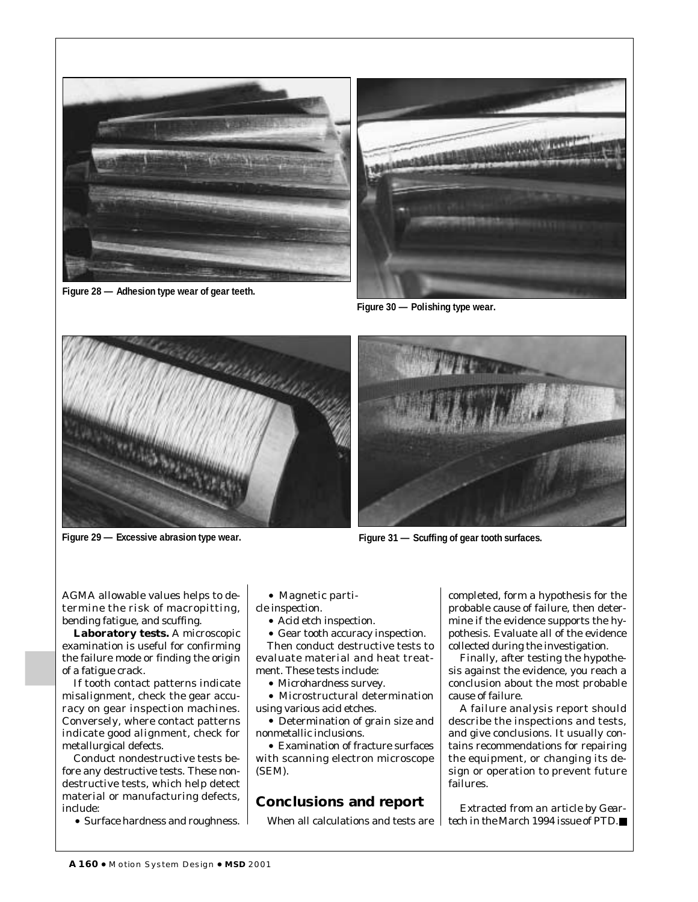Figure 28 — Adhesion type wear of gear teeth.

Figure 30 — Polishing type wear.

Figure 29 — Excessive abrasion type wear.

Figure 31 — Scuffing of gear tooth surfaces.

AGMA allowable values helps to determine the risk of macropitting, bending fatigue, and scuffing.

**Laboratory tests.** A microscopic examination is useful for confirming the failure mode or finding the origin of a fatigue crack.

If tooth contact patterns indicate misalignment, check the gear accuracy on gear inspection machines. Conversely, where contact patterns indicate good alignment, check for metallurgical defects.

Conduct nondestructive tests before any destructive tests. These nondestructive tests, which help detect material or manufacturing defects, include:

- Surface hardness and roughness.
- Magnetic particle inspection.
- Acid etch inspection.
- Gear tooth accuracy inspection.

Then conduct destructive tests to evaluate material and heat treatment. These tests include:

- Microhardness survey.
- Microstructural determination using various acid etches.
- Determination of grain size and nonmetallic inclusions.
- Examination of fracture surfaces with scanning electron microscope (SEM).

## Conclusions and report

When all calculations and tests are completed, form a hypothesis for the probable cause of failure, then determine if the evidence supports the hypothesis. Evaluate all of the evidence collected during the investigation.

Finally, after testing the hypothesis against the evidence, you reach a conclusion about the most probable cause of failure.

A failure analysis report should describe the inspections and tests, and give conclusions. It usually contains recommendations for repairing the equipment, or changing its design or operation to prevent future failures.

*Extracted from an article by Geartech in the March 1994 issue of PTD.*